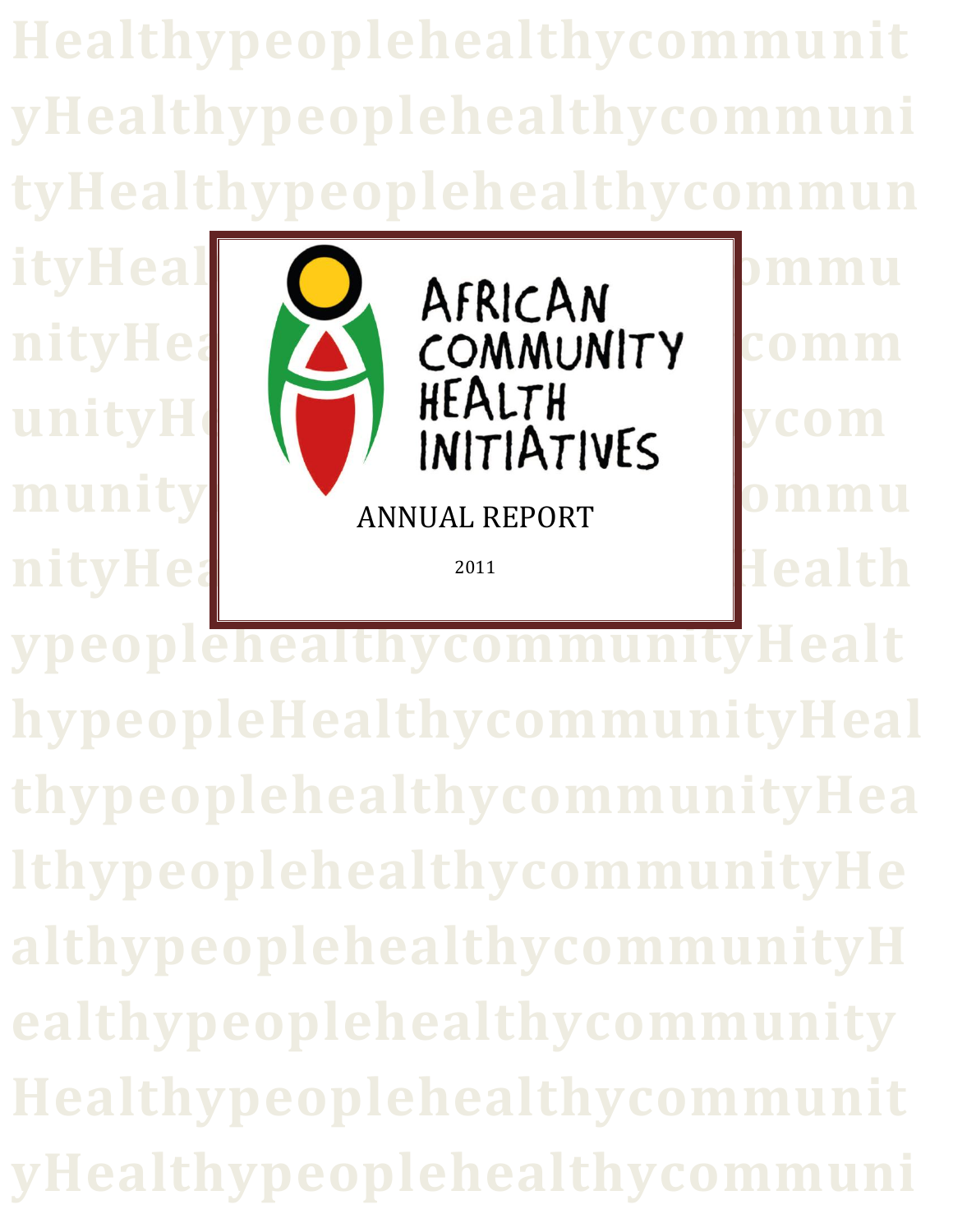# AFRICAN COMMUNITY HEALTH INITIATIVES

## ANNUAL REPORT

2011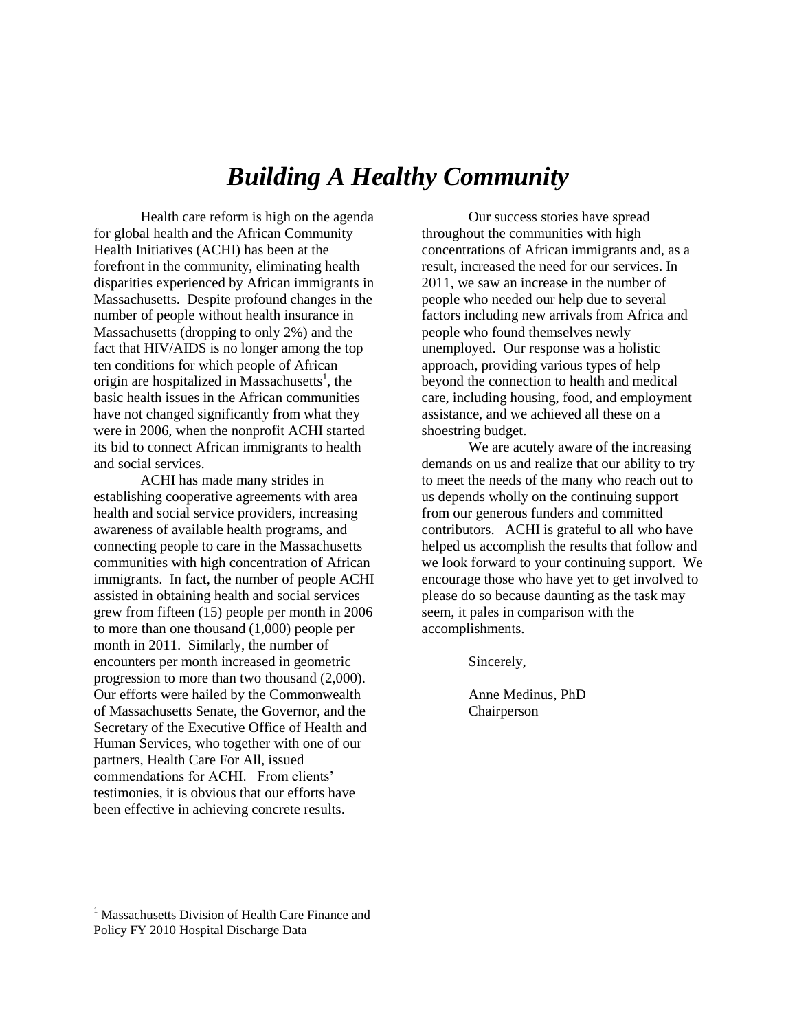# *Building A Healthy Community*

Health care reform is high on the agenda for global health and the African Community Health Initiatives (ACHI) has been at the forefront in the community, eliminating health disparities experienced by African immigrants in Massachusetts. Despite profound changes in the number of people without health insurance in Massachusetts (dropping to only 2%) and the fact that HIV/AIDS is no longer among the top ten conditions for which people of African origin are hospitalized in Massachusetts[1], the basic health issues in the African communities have not changed significantly from what they were in 2006, when the nonprofit ACHI started its bid to connect African immigrants to health and social services.

ACHI has made many strides in establishing cooperative agreements with area health and social service providers, increasing awareness of available health programs, and connecting people to care in the Massachusetts communities with high concentration of African immigrants. In fact, the number of people ACHI assisted in obtaining health and social services grew from fifteen (15) people per month in 2006 to more than one thousand (1,000) people per month in 2011. Similarly, the number of encounters per month increased in geometric progression to more than two thousand (2,000). Our efforts were hailed by the Commonwealth of Massachusetts Senate, the Governor, and the Secretary of the Executive Office of Health and Human Services, who together with one of our partners, Health Care For All, issued commendations for ACHI. From clients' testimonies, it is obvious that our efforts have been effective in achieving concrete results.

Our success stories have spread throughout the communities with high concentrations of African immigrants and, as a result, increased the need for our services. In 2011, we saw an increase in the number of people who needed our help due to several factors including new arrivals from Africa and people who found themselves newly unemployed. Our response was a holistic approach, providing various types of help beyond the connection to health and medical care, including housing, food, and employment assistance, and we achieved all these on a shoestring budget.

We are acutely aware of the increasing demands on us and realize that our ability to try to meet the needs of the many who reach out to us depends wholly on the continuing support from our generous funders and committed contributors. ACHI is grateful to all who have helped us accomplish the results that follow and we look forward to your continuing support. We encourage those who have yet to get involved to please do so because daunting as the task may seem, it pales in comparison with the accomplishments.

Sincerely,

Anne Medinus, PhD
Chairperson

[1] Massachusetts Division of Health Care Finance and Policy FY 2010 Hospital Discharge Data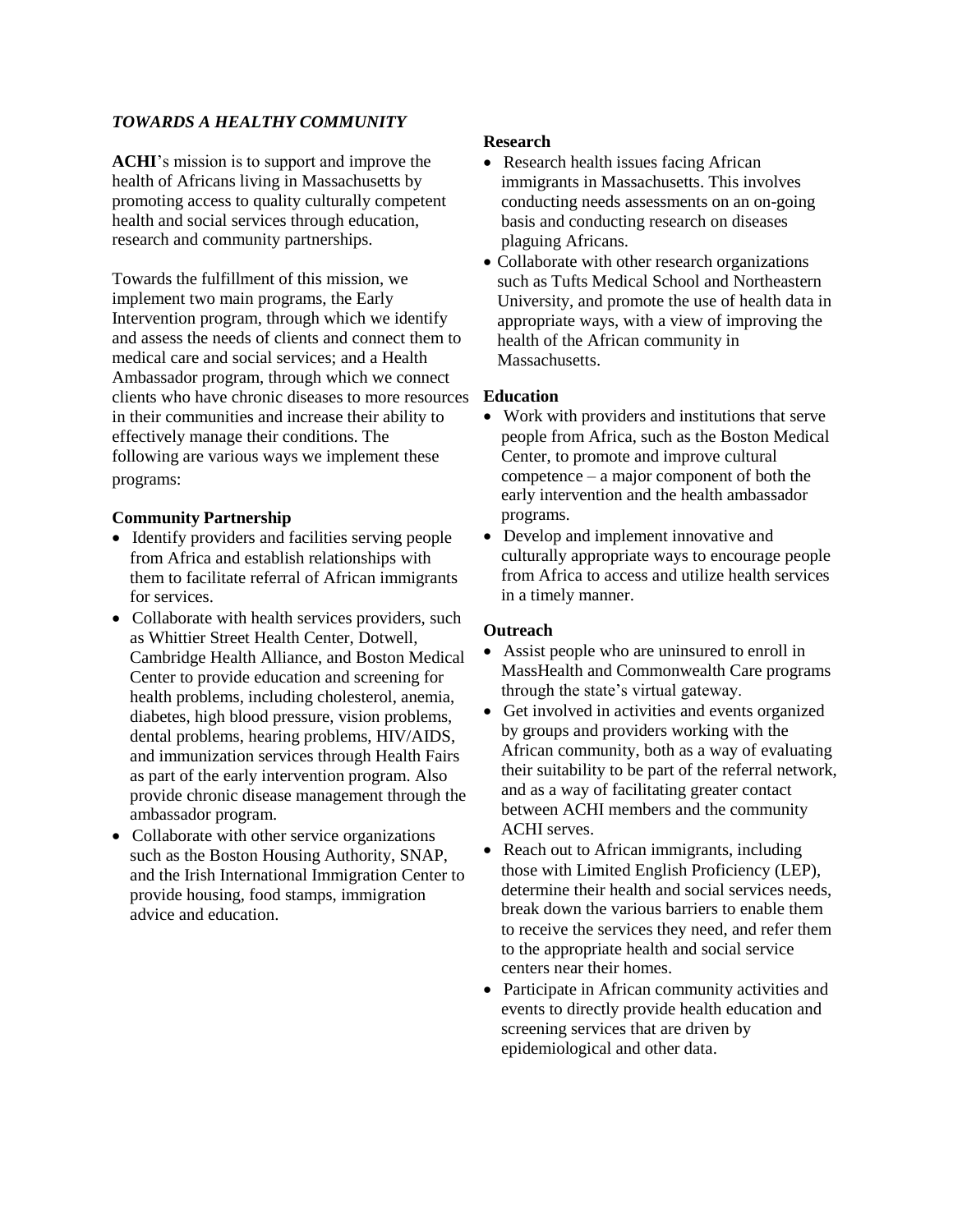## *TOWARDS A HEALTHY COMMUNITY*

**ACHI**'s mission is to support and improve the health of Africans living in Massachusetts by promoting access to quality culturally competent health and social services through education, research and community partnerships.

Towards the fulfillment of this mission, we implement two main programs, the Early Intervention program, through which we identify and assess the needs of clients and connect them to medical care and social services; and a Health Ambassador program, through which we connect clients who have chronic diseases to more resources in their communities and increase their ability to effectively manage their conditions. The following are various ways we implement these programs:

### Community Partnership

- Identify providers and facilities serving people from Africa and establish relationships with them to facilitate referral of African immigrants for services.
- Collaborate with health services providers, such as Whittier Street Health Center, Dotwell, Cambridge Health Alliance, and Boston Medical Center to provide education and screening for health problems, including cholesterol, anemia, diabetes, high blood pressure, vision problems, dental problems, hearing problems, HIV/AIDS, and immunization services through Health Fairs as part of the early intervention program. Also provide chronic disease management through the ambassador program.
- Collaborate with other service organizations such as the Boston Housing Authority, SNAP, and the Irish International Immigration Center to provide housing, food stamps, immigration advice and education.

### Research

- Research health issues facing African immigrants in Massachusetts. This involves conducting needs assessments on an on-going basis and conducting research on diseases plaguing Africans.
- Collaborate with other research organizations such as Tufts Medical School and Northeastern University, and promote the use of health data in appropriate ways, with a view of improving the health of the African community in Massachusetts.

### Education

- Work with providers and institutions that serve people from Africa, such as the Boston Medical Center, to promote and improve cultural competence – a major component of both the early intervention and the health ambassador programs.
- Develop and implement innovative and culturally appropriate ways to encourage people from Africa to access and utilize health services in a timely manner.

### Outreach

- Assist people who are uninsured to enroll in MassHealth and Commonwealth Care programs through the state's virtual gateway.
- Get involved in activities and events organized by groups and providers working with the African community, both as a way of evaluating their suitability to be part of the referral network, and as a way of facilitating greater contact between ACHI members and the community ACHI serves.
- Reach out to African immigrants, including those with Limited English Proficiency (LEP), determine their health and social services needs, break down the various barriers to enable them to receive the services they need, and refer them to the appropriate health and social service centers near their homes.
- Participate in African community activities and events to directly provide health education and screening services that are driven by epidemiological and other data.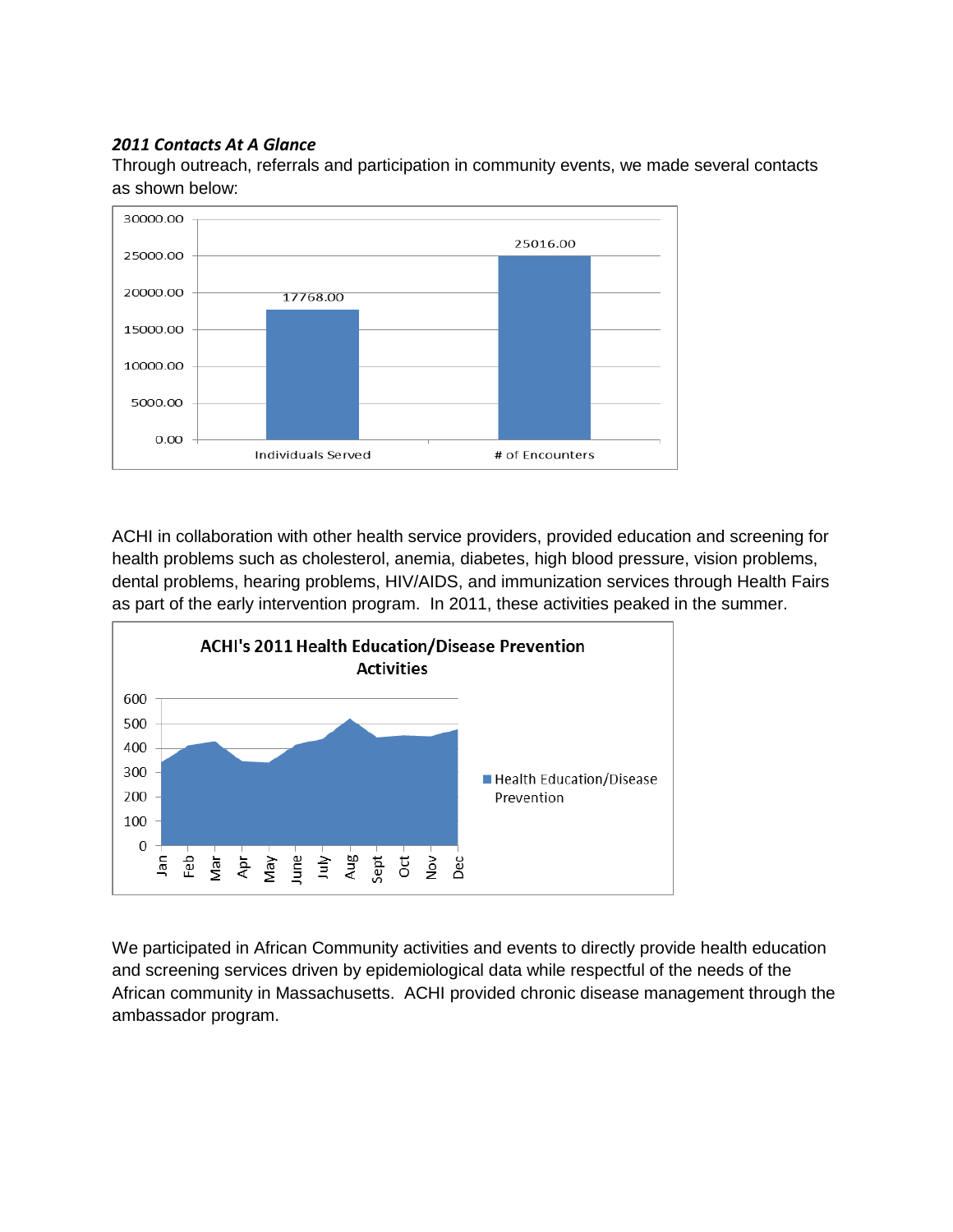***2011 Contacts At A Glance***

Through outreach, referrals and participation in community events, we made several contacts as shown below:

| | Individuals Served | # of Encounters |
|---|---|---|
| | 17768.00 | 25016.00 |

ACHI in collaboration with other health service providers, provided education and screening for health problems such as cholesterol, anemia, diabetes, high blood pressure, vision problems, dental problems, hearing problems, HIV/AIDS, and immunization services through Health Fairs as part of the early intervention program. In 2011, these activities peaked in the summer.

**ACHI's 2011 Health Education/Disease Prevention Activities**

We participated in African Community activities and events to directly provide health education and screening services driven by epidemiological data while respectful of the needs of the African community in Massachusetts. ACHI provided chronic disease management through the ambassador program.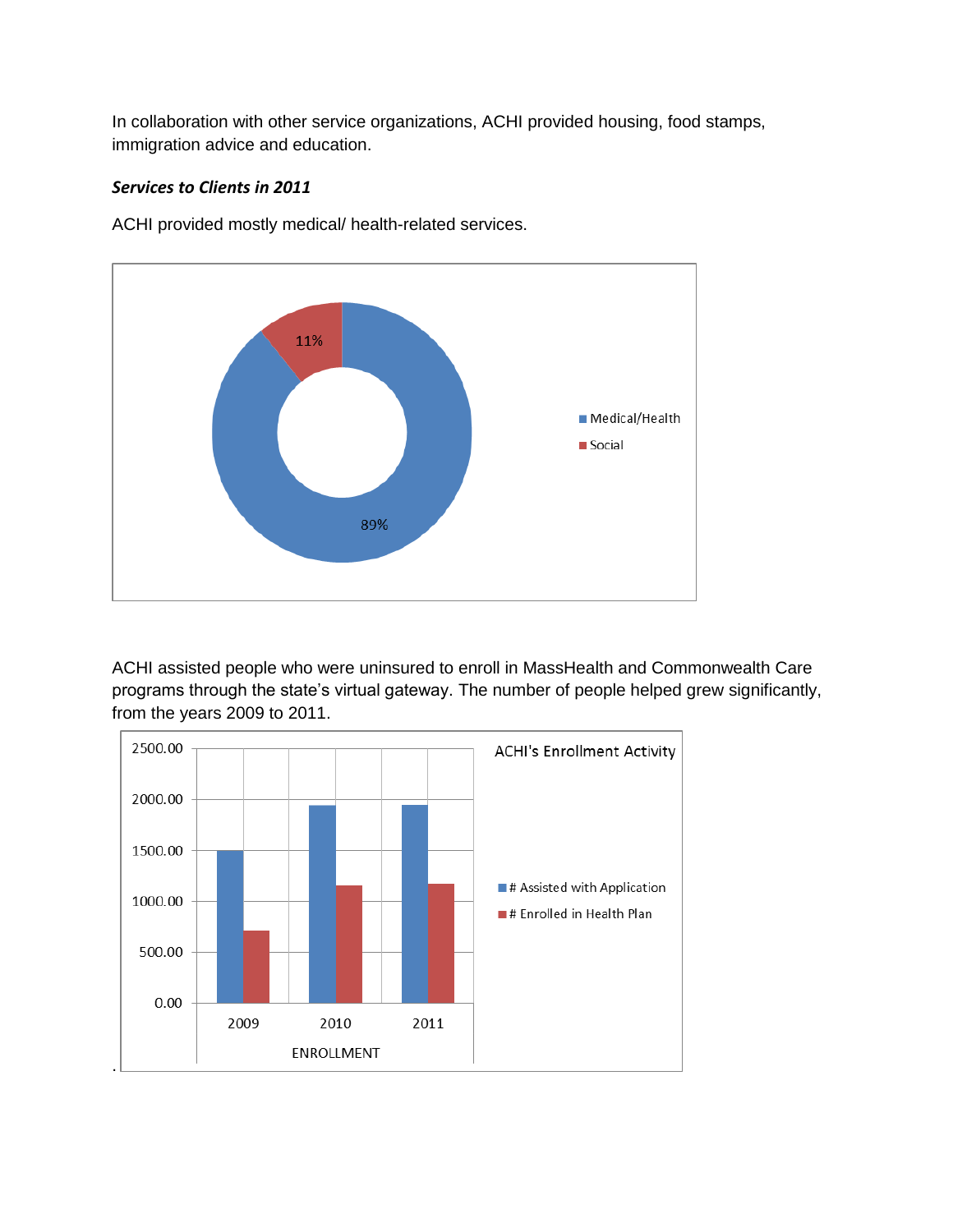In collaboration with other service organizations, ACHI provided housing, food stamps, immigration advice and education.

***Services to Clients in 2011***

ACHI provided mostly medical/ health-related services.

11%

89%

Medical/Health

Social

ACHI assisted people who were uninsured to enroll in MassHealth and Commonwealth Care programs through the state's virtual gateway. The number of people helped grew significantly, from the years 2009 to 2011.

ACHI's Enrollment Activity

2500.00
2000.00
1500.00
1000.00
500.00
0.00

2009 2010 2011

ENROLLMENT

# Assisted with Application

# Enrolled in Health Plan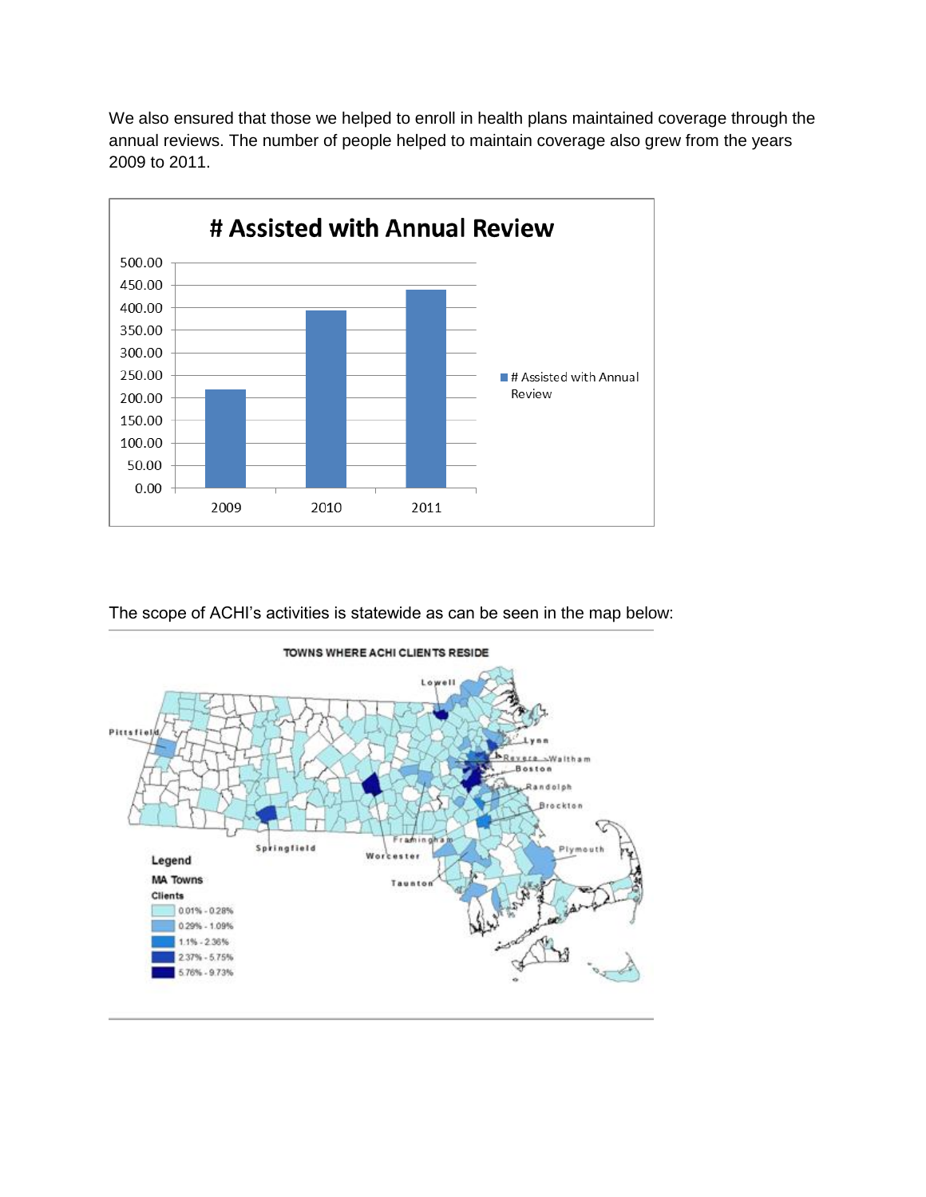We also ensured that those we helped to enroll in health plans maintained coverage through the annual reviews. The number of people helped to maintain coverage also grew from the years 2009 to 2011.

**# Assisted with Annual Review**

| Year | # Assisted with Annual Review |
|---|---|
| 2009 | ~218 |
| 2010 | ~393 |
| 2011 | ~440 |

The scope of ACHI's activities is statewide as can be seen in the map below:

**TOWNS WHERE ACHI CLIENTS RESIDE**

Map labels: Lowell, Pittsfield, Lynn, Revere, Waltham, Boston, Randolph, Brockton, Springfield, Framingham, Worcester, Plymouth, Taunton

Legend

MA Towns

Clients

- 0.01% - 0.28%
- 0.29% - 1.09%
- 1.1% - 2.36%
- 2.37% - 5.75%
- 5.76% - 9.73%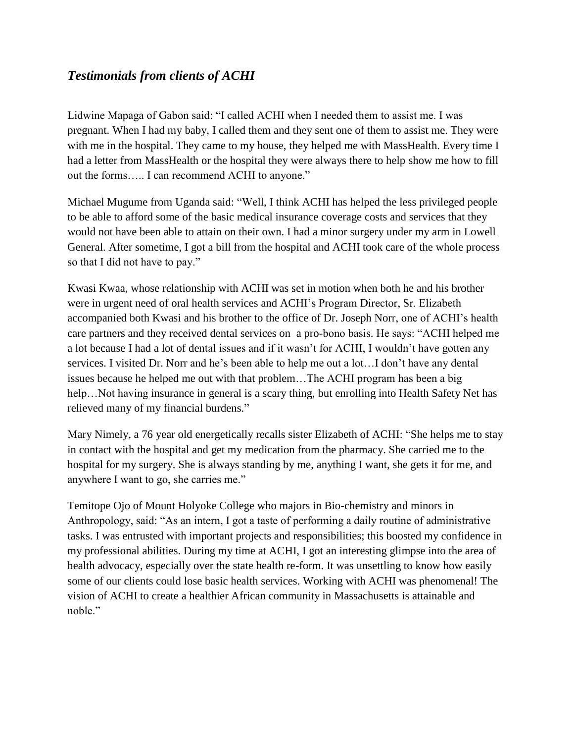## *Testimonials from clients of ACHI*

Lidwine Mapaga of Gabon said: "I called ACHI when I needed them to assist me. I was pregnant. When I had my baby, I called them and they sent one of them to assist me. They were with me in the hospital. They came to my house, they helped me with MassHealth. Every time I had a letter from MassHealth or the hospital they were always there to help show me how to fill out the forms….. I can recommend ACHI to anyone."

Michael Mugume from Uganda said: "Well, I think ACHI has helped the less privileged people to be able to afford some of the basic medical insurance coverage costs and services that they would not have been able to attain on their own. I had a minor surgery under my arm in Lowell General. After sometime, I got a bill from the hospital and ACHI took care of the whole process so that I did not have to pay."

Kwasi Kwaa, whose relationship with ACHI was set in motion when both he and his brother were in urgent need of oral health services and ACHI's Program Director, Sr. Elizabeth accompanied both Kwasi and his brother to the office of Dr. Joseph Norr, one of ACHI's health care partners and they received dental services on a pro-bono basis. He says: "ACHI helped me a lot because I had a lot of dental issues and if it wasn't for ACHI, I wouldn't have gotten any services. I visited Dr. Norr and he's been able to help me out a lot…I don't have any dental issues because he helped me out with that problem…The ACHI program has been a big help…Not having insurance in general is a scary thing, but enrolling into Health Safety Net has relieved many of my financial burdens."

Mary Nimely, a 76 year old energetically recalls sister Elizabeth of ACHI: "She helps me to stay in contact with the hospital and get my medication from the pharmacy. She carried me to the hospital for my surgery. She is always standing by me, anything I want, she gets it for me, and anywhere I want to go, she carries me."

Temitope Ojo of Mount Holyoke College who majors in Bio-chemistry and minors in Anthropology, said: "As an intern, I got a taste of performing a daily routine of administrative tasks. I was entrusted with important projects and responsibilities; this boosted my confidence in my professional abilities. During my time at ACHI, I got an interesting glimpse into the area of health advocacy, especially over the state health re-form. It was unsettling to know how easily some of our clients could lose basic health services. Working with ACHI was phenomenal! The vision of ACHI to create a healthier African community in Massachusetts is attainable and noble."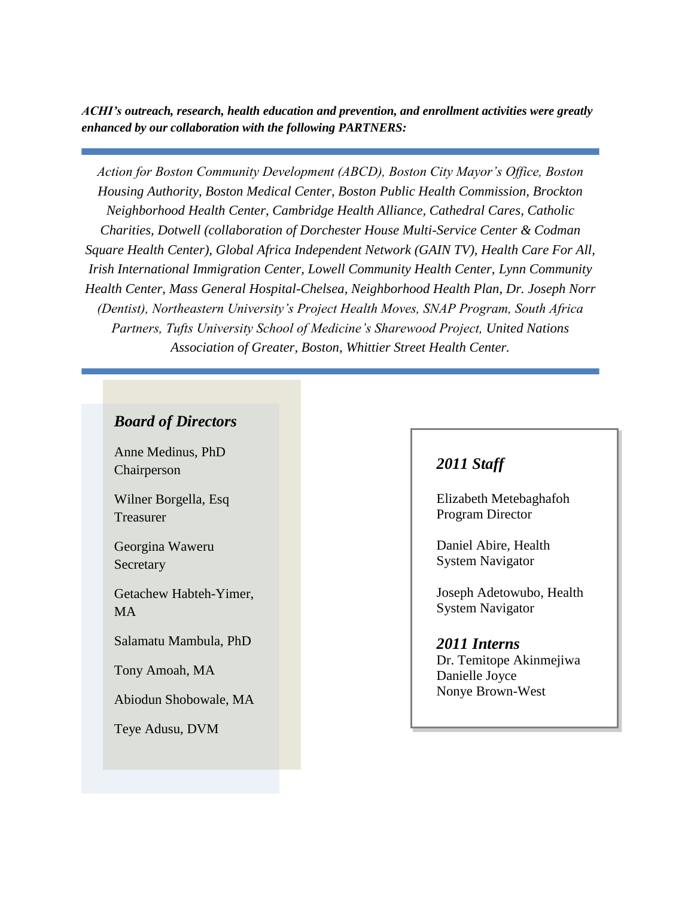***ACHI's outreach, research, health education and prevention, and enrollment activities were greatly enhanced by our collaboration with the following PARTNERS:***

---

*Action for Boston Community Development (ABCD), Boston City Mayor's Office, Boston Housing Authority, Boston Medical Center, Boston Public Health Commission, Brockton Neighborhood Health Center, Cambridge Health Alliance, Cathedral Cares, Catholic Charities, Dotwell (collaboration of Dorchester House Multi-Service Center & Codman Square Health Center), Global Africa Independent Network (GAIN TV), Health Care For All, Irish International Immigration Center, Lowell Community Health Center, Lynn Community Health Center, Mass General Hospital-Chelsea, Neighborhood Health Plan, Dr. Joseph Norr (Dentist), Northeastern University's Project Health Moves, SNAP Program, South Africa Partners, Tufts University School of Medicine's Sharewood Project, United Nations Association of Greater, Boston, Whittier Street Health Center.*

---

### *Board of Directors*

Anne Medinus, PhD
Chairperson

Wilner Borgella, Esq
Treasurer

Georgina Waweru
Secretary

Getachew Habteh-Yimer, MA

Salamatu Mambula, PhD

Tony Amoah, MA

Abiodun Shobowale, MA

Teye Adusu, DVM

### *2011 Staff*

Elizabeth Metebaghafoh
Program Director

Daniel Abire, Health System Navigator

Joseph Adetowubo, Health System Navigator

### *2011 Interns*

Dr. Temitope Akinmejiwa
Danielle Joyce
Nonye Brown-West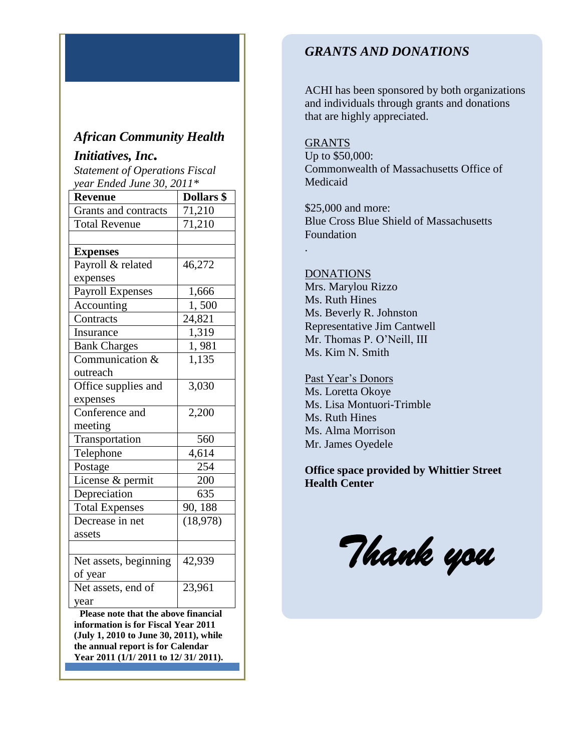## *African Community Health Initiatives, Inc.*

*Statement of Operations Fiscal year Ended June 30, 2011\**

| Revenue | Dollars $ |
|---|---|
| Grants and contracts | 71,210 |
| Total Revenue | 71,210 |
| | |
| **Expenses** | |
| Payroll & related expenses | 46,272 |
| Payroll Expenses | 1,666 |
| Accounting | 1, 500 |
| Contracts | 24,821 |
| Insurance | 1,319 |
| Bank Charges | 1, 981 |
| Communication & outreach | 1,135 |
| Office supplies and expenses | 3,030 |
| Conference and meeting | 2,200 |
| Transportation | 560 |
| Telephone | 4,614 |
| Postage | 254 |
| License & permit | 200 |
| Depreciation | 635 |
| Total Expenses | 90, 188 |
| Decrease in net assets | (18,978) |
| | |
| Net assets, beginning of year | 42,939 |
| Net assets, end of year | 23,961 |

**Please note that the above financial information is for Fiscal Year 2011 (July 1, 2010 to June 30, 2011), while the annual report is for Calendar Year 2011 (1/1/ 2011 to 12/ 31/ 2011).**

## *GRANTS AND DONATIONS*

ACHI has been sponsored by both organizations and individuals through grants and donations that are highly appreciated.

GRANTS

Up to $50,000:
Commonwealth of Massachusetts Office of Medicaid

$25,000 and more:
Blue Cross Blue Shield of Massachusetts Foundation

.

DONATIONS

Mrs. Marylou Rizzo
Ms. Ruth Hines
Ms. Beverly R. Johnston
Representative Jim Cantwell
Mr. Thomas P. O'Neill, III
Ms. Kim N. Smith

Past Year's Donors

Ms. Loretta Okoye
Ms. Lisa Montuori-Trimble
Ms. Ruth Hines
Ms. Alma Morrison
Mr. James Oyedele

**Office space provided by Whittier Street Health Center**

*Thank you*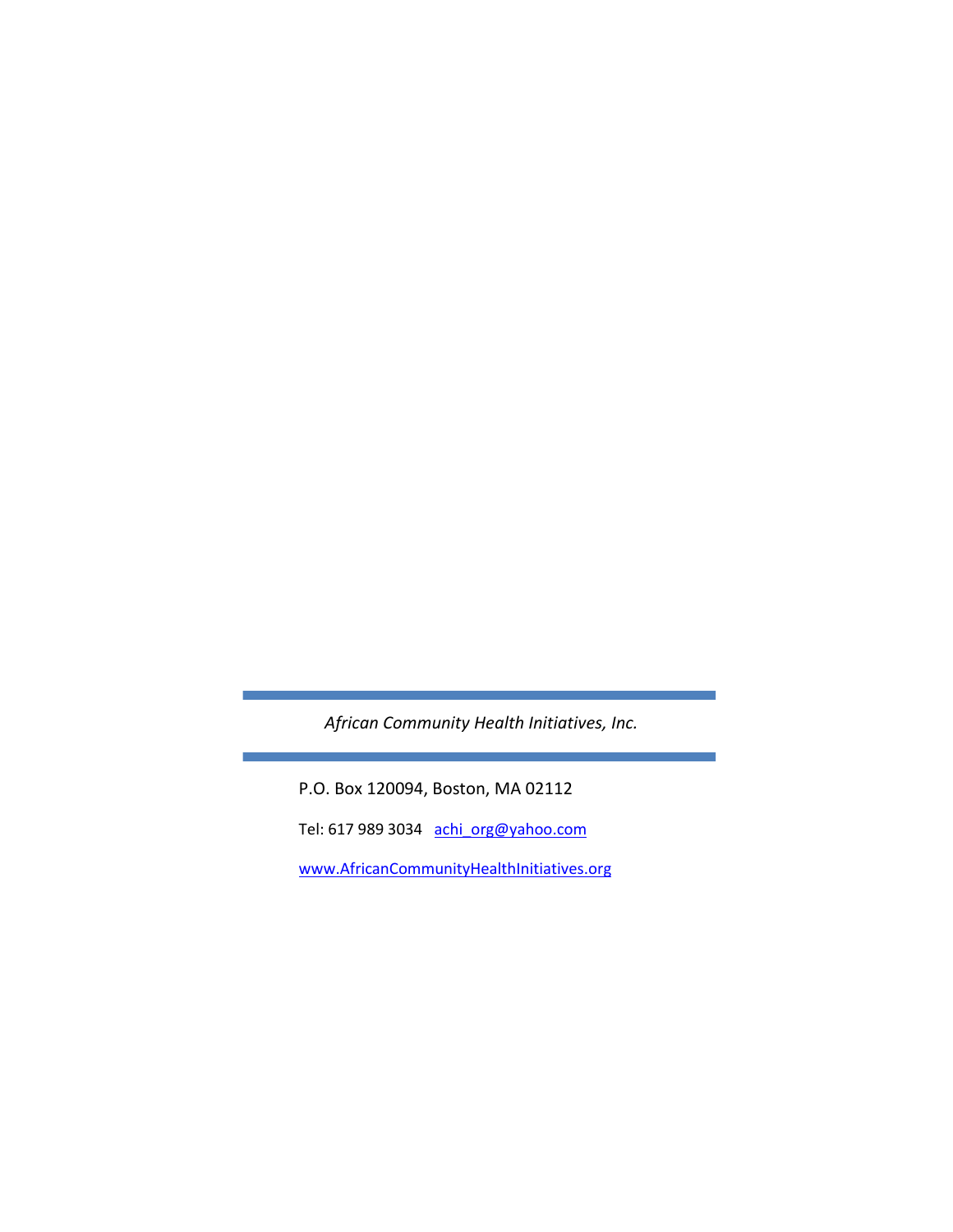*African Community Health Initiatives, Inc.*

P.O. Box 120094, Boston, MA 02112

Tel: 617 989 3034 achi_org@yahoo.com

www.AfricanCommunityHealthInitiatives.org